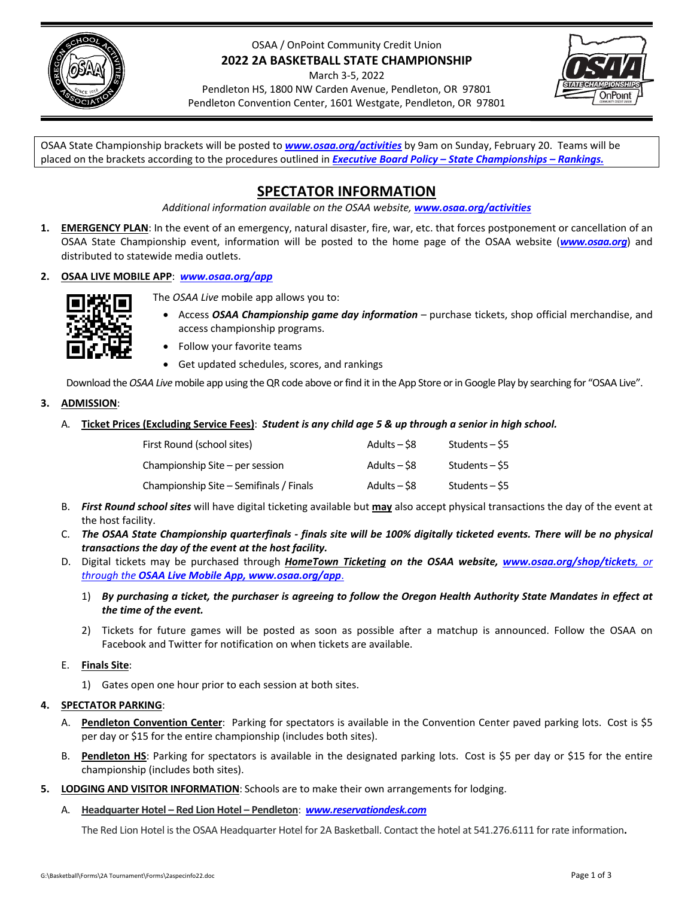OSAA / OnPoint Community Credit Union

# 2022 2A BASKETBALL STATE CHAMPIONSHIP

March 3-5, 2022

Pendleton HS, 1800 NW Carden Avenue, Pendleton, OR 97801

Pendleton Convention Center, 1601 Westgate, Pendleton, OR 97801

OSAA State Championship brackets will be posted to ***www.osaa.org/activities*** by 9am on Sunday, February 20. Teams will be placed on the brackets according to the procedures outlined in ***Executive Board Policy – State Championships – Rankings.***

## SPECTATOR INFORMATION

*Additional information available on the OSAA website, **www.osaa.org/activities***

1. **EMERGENCY PLAN**: In the event of an emergency, natural disaster, fire, war, etc. that forces postponement or cancellation of an OSAA State Championship event, information will be posted to the home page of the OSAA website (***www.osaa.org***) and distributed to statewide media outlets.

2. **OSAA LIVE MOBILE APP**: ***www.osaa.org/app***

   The *OSAA Live* mobile app allows you to:
   - Access ***OSAA Championship game day information*** – purchase tickets, shop official merchandise, and access championship programs.
   - Follow your favorite teams
   - Get updated schedules, scores, and rankings

   Download the *OSAA Live* mobile app using the QR code above or find it in the App Store or in Google Play by searching for "OSAA Live".

3. **ADMISSION**:

   A. **Ticket Prices (Excluding Service Fees)**: ***Student is any child age 5 & up through a senior in high school.***

   | | | |
   |---|---|---|
   | First Round (school sites) | Adults – $8 | Students – $5 |
   | Championship Site – per session | Adults – $8 | Students – $5 |
   | Championship Site – Semifinals / Finals | Adults – $8 | Students – $5 |

   B. ***First Round school sites*** will have digital ticketing available but **may** also accept physical transactions the day of the event at the host facility.

   C. ***The OSAA State Championship quarterfinals - finals site will be 100% digitally ticketed events. There will be no physical transactions the day of the event at the host facility.***

   D. Digital tickets may be purchased through ***HomeTown Ticketing** on the OSAA website, **www.osaa.org/shop/tickets**, or through the **OSAA Live Mobile App, www.osaa.org/app**.*

      1) ***By purchasing a ticket, the purchaser is agreeing to follow the Oregon Health Authority State Mandates in effect at the time of the event.***

      2) Tickets for future games will be posted as soon as possible after a matchup is announced. Follow the OSAA on Facebook and Twitter for notification on when tickets are available.

   E. **Finals Site**:

      1) Gates open one hour prior to each session at both sites.

4. **SPECTATOR PARKING**:

   A. **Pendleton Convention Center**: Parking for spectators is available in the Convention Center paved parking lots. Cost is $5 per day or $15 for the entire championship (includes both sites).

   B. **Pendleton HS**: Parking for spectators is available in the designated parking lots. Cost is $5 per day or $15 for the entire championship (includes both sites).

5. **LODGING AND VISITOR INFORMATION**: Schools are to make their own arrangements for lodging.

   A. **Headquarter Hotel – Red Lion Hotel – Pendleton**: ***www.reservationdesk.com***

   The Red Lion Hotel is the OSAA Headquarter Hotel for 2A Basketball. Contact the hotel at 541.276.6111 for rate information**.**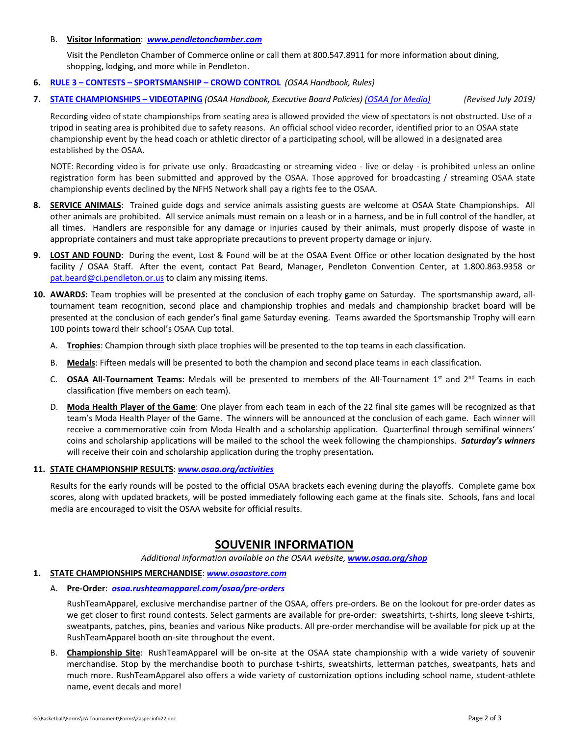B. **Visitor Information**: ***www.pendletonchamber.com***

Visit the Pendleton Chamber of Commerce online or call them at 800.547.8911 for more information about dining, shopping, lodging, and more while in Pendleton.

6. **RULE 3 – CONTESTS – SPORTSMANSHIP – CROWD CONTROL** *(OSAA Handbook, Rules)*

7. **STATE CHAMPIONSHIPS – VIDEOTAPING** *(OSAA Handbook, Executive Board Policies) (OSAA for Media)* *(Revised July 2019)*

   Recording video of state championships from seating area is allowed provided the view of spectators is not obstructed. Use of a tripod in seating area is prohibited due to safety reasons. An official school video recorder, identified prior to an OSAA state championship event by the head coach or athletic director of a participating school, will be allowed in a designated area established by the OSAA.

   NOTE: Recording video is for private use only. Broadcasting or streaming video - live or delay - is prohibited unless an online registration form has been submitted and approved by the OSAA. Those approved for broadcasting / streaming OSAA state championship events declined by the NFHS Network shall pay a rights fee to the OSAA.

8. **SERVICE ANIMALS**: Trained guide dogs and service animals assisting guests are welcome at OSAA State Championships. All other animals are prohibited. All service animals must remain on a leash or in a harness, and be in full control of the handler, at all times. Handlers are responsible for any damage or injuries caused by their animals, must properly dispose of waste in appropriate containers and must take appropriate precautions to prevent property damage or injury.

9. **LOST AND FOUND**: During the event, Lost & Found will be at the OSAA Event Office or other location designated by the host facility / OSAA Staff. After the event, contact Pat Beard, Manager, Pendleton Convention Center, at 1.800.863.9358 or pat.beard@ci.pendleton.or.us to claim any missing items.

10. **AWARDS:** Team trophies will be presented at the conclusion of each trophy game on Saturday. The sportsmanship award, all-tournament team recognition, second place and championship trophies and medals and championship bracket board will be presented at the conclusion of each gender's final game Saturday evening. Teams awarded the Sportsmanship Trophy will earn 100 points toward their school's OSAA Cup total.

    A. **Trophies**: Champion through sixth place trophies will be presented to the top teams in each classification.

    B. **Medals**: Fifteen medals will be presented to both the champion and second place teams in each classification.

    C. **OSAA All-Tournament Teams**: Medals will be presented to members of the All-Tournament 1st and 2nd Teams in each classification (five members on each team).

    D. **Moda Health Player of the Game**: One player from each team in each of the 22 final site games will be recognized as that team's Moda Health Player of the Game. The winners will be announced at the conclusion of each game. Each winner will receive a commemorative coin from Moda Health and a scholarship application. Quarterfinal through semifinal winners' coins and scholarship applications will be mailed to the school the week following the championships. ***Saturday's winners*** will receive their coin and scholarship application during the trophy presentation***.***

11. **STATE CHAMPIONSHIP RESULTS**: ***www.osaa.org/activities***

    Results for the early rounds will be posted to the official OSAA brackets each evening during the playoffs. Complete game box scores, along with updated brackets, will be posted immediately following each game at the finals site. Schools, fans and local media are encouraged to visit the OSAA website for official results.

## SOUVENIR INFORMATION

*Additional information available on the OSAA website,* ***www.osaa.org/shop***

1. **STATE CHAMPIONSHIPS MERCHANDISE**: ***www.osaastore.com***

   A. **Pre-Order**: ***osaa.rushteamapparel.com/osaa/pre-orders***

   RushTeamApparel, exclusive merchandise partner of the OSAA, offers pre-orders. Be on the lookout for pre-order dates as we get closer to first round contests. Select garments are available for pre-order: sweatshirts, t-shirts, long sleeve t-shirts, sweatpants, patches, pins, beanies and various Nike products. All pre-order merchandise will be available for pick up at the RushTeamApparel booth on-site throughout the event.

   B. **Championship Site**: RushTeamApparel will be on-site at the OSAA state championship with a wide variety of souvenir merchandise. Stop by the merchandise booth to purchase t-shirts, sweatshirts, letterman patches, sweatpants, hats and much more. RushTeamApparel also offers a wide variety of customization options including school name, student-athlete name, event decals and more!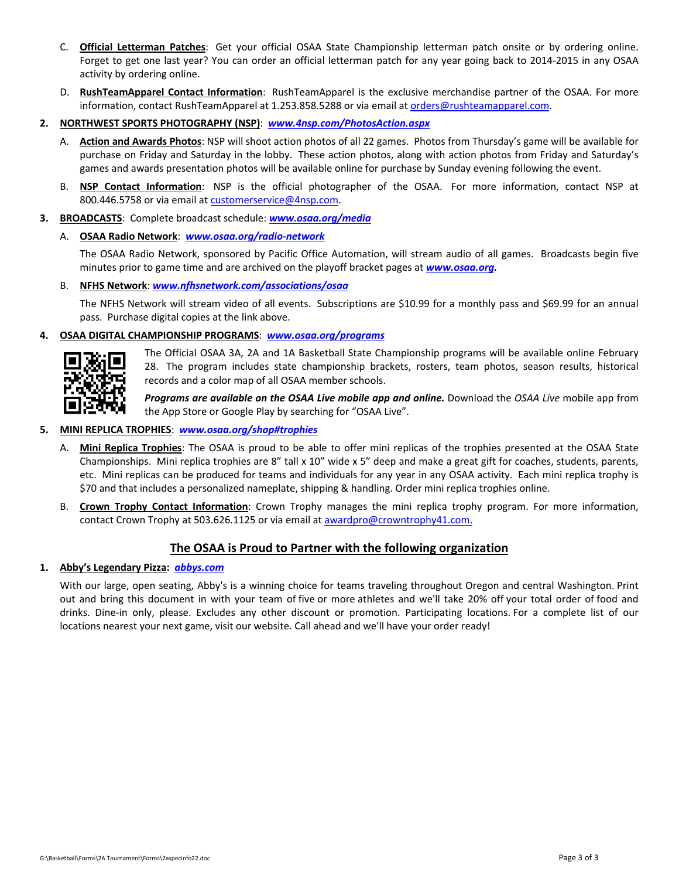C. **Official Letterman Patches**: Get your official OSAA State Championship letterman patch onsite or by ordering online. Forget to get one last year? You can order an official letterman patch for any year going back to 2014-2015 in any OSAA activity by ordering online.

D. **RushTeamApparel Contact Information**: RushTeamApparel is the exclusive merchandise partner of the OSAA. For more information, contact RushTeamApparel at 1.253.858.5288 or via email at orders@rushteamapparel.com.

2. **NORTHWEST SPORTS PHOTOGRAPHY (NSP)**: ***www.4nsp.com/PhotosAction.aspx***

   A. **Action and Awards Photos**: NSP will shoot action photos of all 22 games. Photos from Thursday's game will be available for purchase on Friday and Saturday in the lobby. These action photos, along with action photos from Friday and Saturday's games and awards presentation photos will be available online for purchase by Sunday evening following the event.

   B. **NSP Contact Information**: NSP is the official photographer of the OSAA. For more information, contact NSP at 800.446.5758 or via email at customerservice@4nsp.com.

3. **BROADCASTS**: Complete broadcast schedule: ***www.osaa.org/media***

   A. **OSAA Radio Network**: ***www.osaa.org/radio-network***

   The OSAA Radio Network, sponsored by Pacific Office Automation, will stream audio of all games. Broadcasts begin five minutes prior to game time and are archived on the playoff bracket pages at ***www.osaa.org***.

   B. **NFHS Network**: ***www.nfhsnetwork.com/associations/osaa***

   The NFHS Network will stream video of all events. Subscriptions are $10.99 for a monthly pass and $69.99 for an annual pass. Purchase digital copies at the link above.

4. **OSAA DIGITAL CHAMPIONSHIP PROGRAMS**: ***www.osaa.org/programs***

   The Official OSAA 3A, 2A and 1A Basketball State Championship programs will be available online February 28. The program includes state championship brackets, rosters, team photos, season results, historical records and a color map of all OSAA member schools.

   ***Programs are available on the OSAA Live mobile app and online.*** Download the *OSAA Live* mobile app from the App Store or Google Play by searching for "OSAA Live".

5. **MINI REPLICA TROPHIES**: ***www.osaa.org/shop#trophies***

   A. **Mini Replica Trophies**: The OSAA is proud to be able to offer mini replicas of the trophies presented at the OSAA State Championships. Mini replica trophies are 8" tall x 10" wide x 5" deep and make a great gift for coaches, students, parents, etc. Mini replicas can be produced for teams and individuals for any year in any OSAA activity. Each mini replica trophy is $70 and that includes a personalized nameplate, shipping & handling. Order mini replica trophies online.

   B. **Crown Trophy Contact Information**: Crown Trophy manages the mini replica trophy program. For more information, contact Crown Trophy at 503.626.1125 or via email at awardpro@crowntrophy41.com.

## The OSAA is Proud to Partner with the following organization

1. **Abby's Legendary Pizza:** ***abbys.com***

   With our large, open seating, Abby's is a winning choice for teams traveling throughout Oregon and central Washington. Print out and bring this document in with your team of five or more athletes and we'll take 20% off your total order of food and drinks. Dine-in only, please. Excludes any other discount or promotion. Participating locations. For a complete list of our locations nearest your next game, visit our website. Call ahead and we'll have your order ready!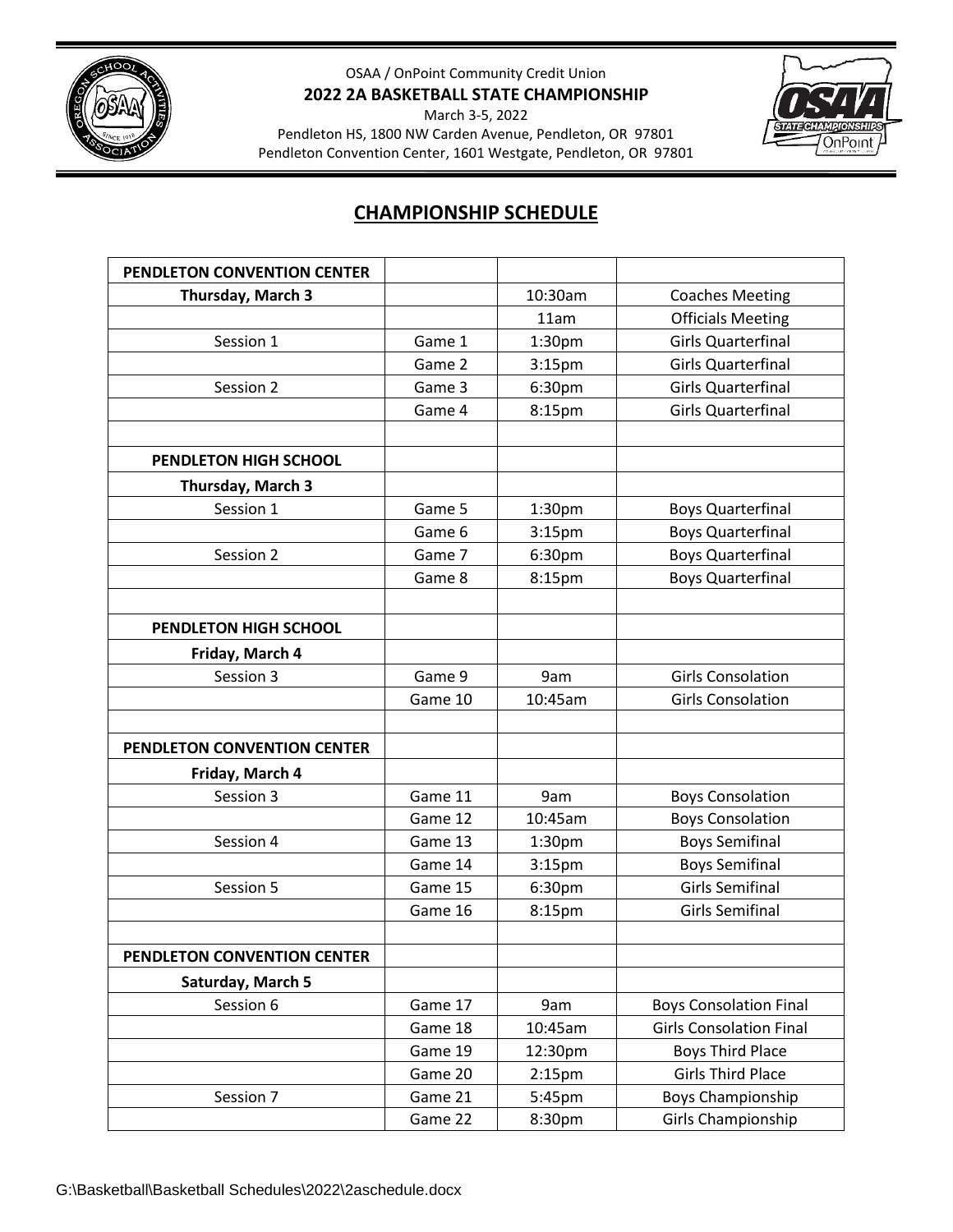OSAA / OnPoint Community Credit Union

**2022 2A BASKETBALL STATE CHAMPIONSHIP**

March 3-5, 2022

Pendleton HS, 1800 NW Carden Avenue, Pendleton, OR 97801

Pendleton Convention Center, 1601 Westgate, Pendleton, OR 97801

## CHAMPIONSHIP SCHEDULE

| **PENDLETON CONVENTION CENTER** | | | |
|---|---|---|---|
| **Thursday, March 3** | | 10:30am | Coaches Meeting |
| | | 11am | Officials Meeting |
| Session 1 | Game 1 | 1:30pm | Girls Quarterfinal |
| | Game 2 | 3:15pm | Girls Quarterfinal |
| Session 2 | Game 3 | 6:30pm | Girls Quarterfinal |
| | Game 4 | 8:15pm | Girls Quarterfinal |
| | | | |
| **PENDLETON HIGH SCHOOL** | | | |
| **Thursday, March 3** | | | |
| Session 1 | Game 5 | 1:30pm | Boys Quarterfinal |
| | Game 6 | 3:15pm | Boys Quarterfinal |
| Session 2 | Game 7 | 6:30pm | Boys Quarterfinal |
| | Game 8 | 8:15pm | Boys Quarterfinal |
| | | | |
| **PENDLETON HIGH SCHOOL** | | | |
| **Friday, March 4** | | | |
| Session 3 | Game 9 | 9am | Girls Consolation |
| | Game 10 | 10:45am | Girls Consolation |
| | | | |
| **PENDLETON CONVENTION CENTER** | | | |
| **Friday, March 4** | | | |
| Session 3 | Game 11 | 9am | Boys Consolation |
| | Game 12 | 10:45am | Boys Consolation |
| Session 4 | Game 13 | 1:30pm | Boys Semifinal |
| | Game 14 | 3:15pm | Boys Semifinal |
| Session 5 | Game 15 | 6:30pm | Girls Semifinal |
| | Game 16 | 8:15pm | Girls Semifinal |
| | | | |
| **PENDLETON CONVENTION CENTER** | | | |
| **Saturday, March 5** | | | |
| Session 6 | Game 17 | 9am | Boys Consolation Final |
| | Game 18 | 10:45am | Girls Consolation Final |
| | Game 19 | 12:30pm | Boys Third Place |
| | Game 20 | 2:15pm | Girls Third Place |
| Session 7 | Game 21 | 5:45pm | Boys Championship |
| | Game 22 | 8:30pm | Girls Championship |

G:\Basketball\Basketball Schedules\2022\2aschedule.docx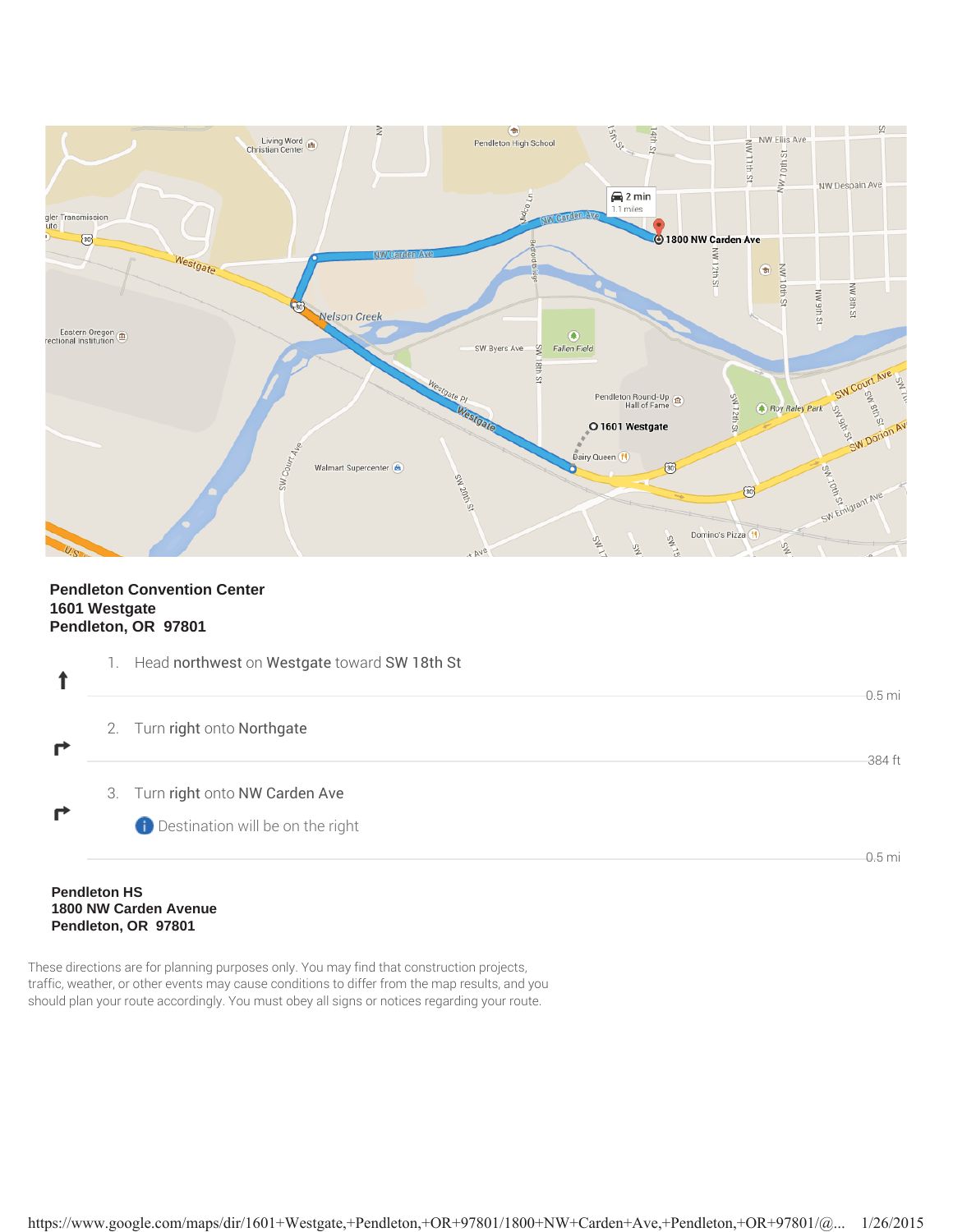**Pendleton Convention Center**
**1601 Westgate**
**Pendleton, OR 97801**

1. Head **northwest** on **Westgate** toward **SW 18th St**

   0.5 mi

2. Turn **right** onto **Northgate**

   384 ft

3. Turn **right** onto **NW Carden Ave**

   Destination will be on the right

   0.5 mi

**Pendleton HS**
**1800 NW Carden Avenue**
**Pendleton, OR 97801**

These directions are for planning purposes only. You may find that construction projects, traffic, weather, or other events may cause conditions to differ from the map results, and you should plan your route accordingly. You must obey all signs or notices regarding your route.